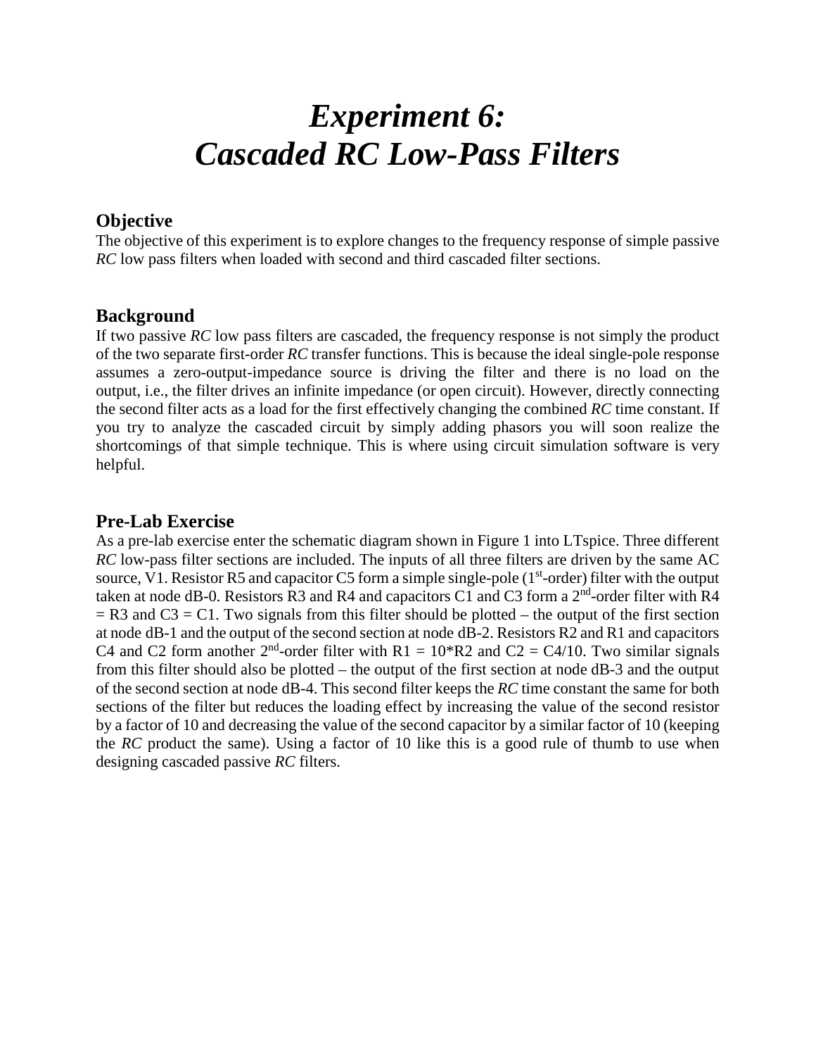# *Experiment 6: Cascaded RC Low-Pass Filters*

## Objective

The objective of this experiment is to explore changes to the frequency response of simple passive *RC* low pass filters when loaded with second and third cascaded filter sections.

## Background

If two passive *RC* low pass filters are cascaded, the frequency response is not simply the product of the two separate first-order *RC* transfer functions. This is because the ideal single-pole response assumes a zero-output-impedance source is driving the filter and there is no load on the output, i.e., the filter drives an infinite impedance (or open circuit). However, directly connecting the second filter acts as a load for the first effectively changing the combined *RC* time constant. If you try to analyze the cascaded circuit by simply adding phasors you will soon realize the shortcomings of that simple technique. This is where using circuit simulation software is very helpful.

## Pre-Lab Exercise

As a pre-lab exercise enter the schematic diagram shown in Figure 1 into LTspice. Three different *RC* low-pass filter sections are included. The inputs of all three filters are driven by the same AC source, V1. Resistor R5 and capacitor C5 form a simple single-pole ($1^{st}$-order) filter with the output taken at node dB-0. Resistors R3 and R4 and capacitors C1 and C3 form a $2^{nd}$-order filter with R4 = R3 and C3 = C1. Two signals from this filter should be plotted – the output of the first section at node dB-1 and the output of the second section at node dB-2. Resistors R2 and R1 and capacitors C4 and C2 form another $2^{nd}$-order filter with R1 = 10*R2 and C2 = C4/10. Two similar signals from this filter should also be plotted – the output of the first section at node dB-3 and the output of the second section at node dB-4. This second filter keeps the *RC* time constant the same for both sections of the filter but reduces the loading effect by increasing the value of the second resistor by a factor of 10 and decreasing the value of the second capacitor by a similar factor of 10 (keeping the *RC* product the same). Using a factor of 10 like this is a good rule of thumb to use when designing cascaded passive *RC* filters.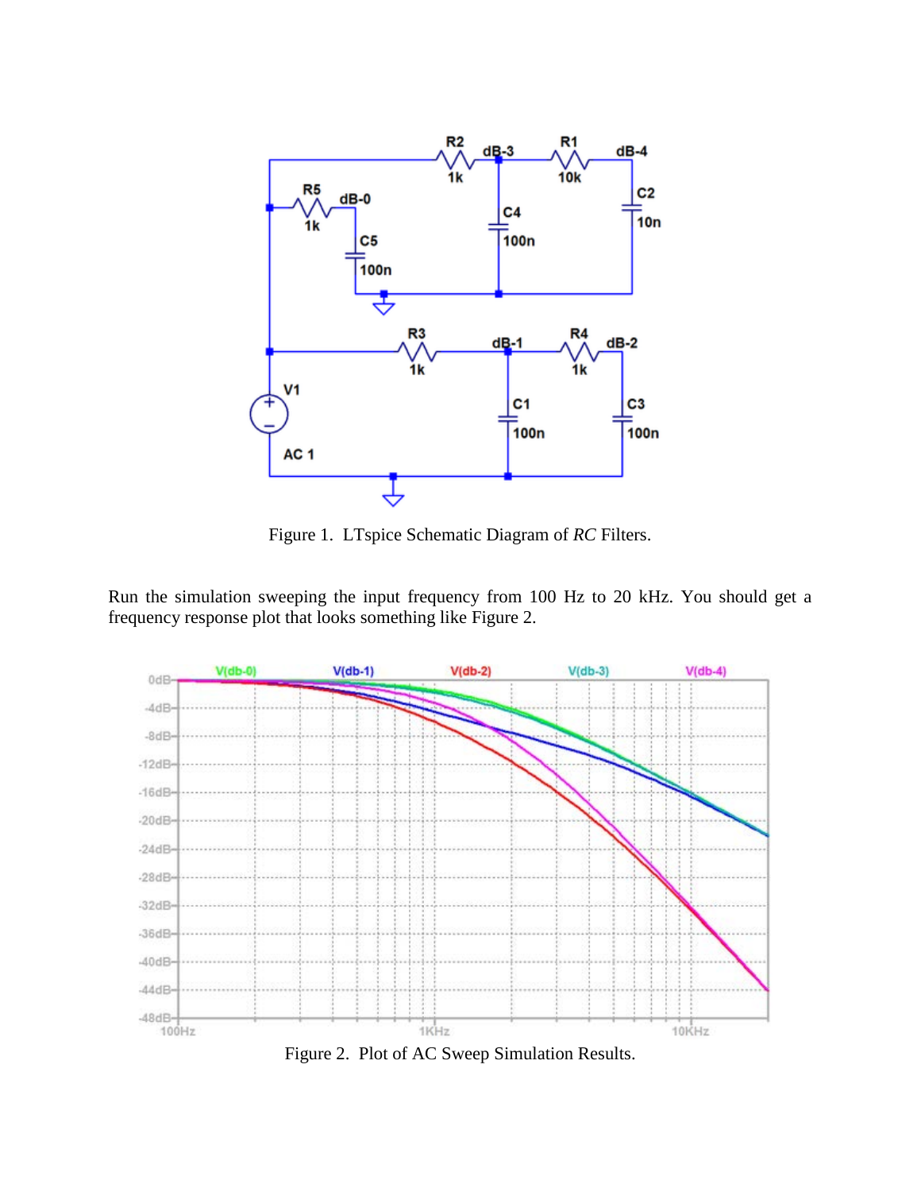Figure 1. LTspice Schematic Diagram of *RC* Filters.

Run the simulation sweeping the input frequency from 100 Hz to 20 kHz. You should get a frequency response plot that looks something like Figure 2.

Figure 2. Plot of AC Sweep Simulation Results.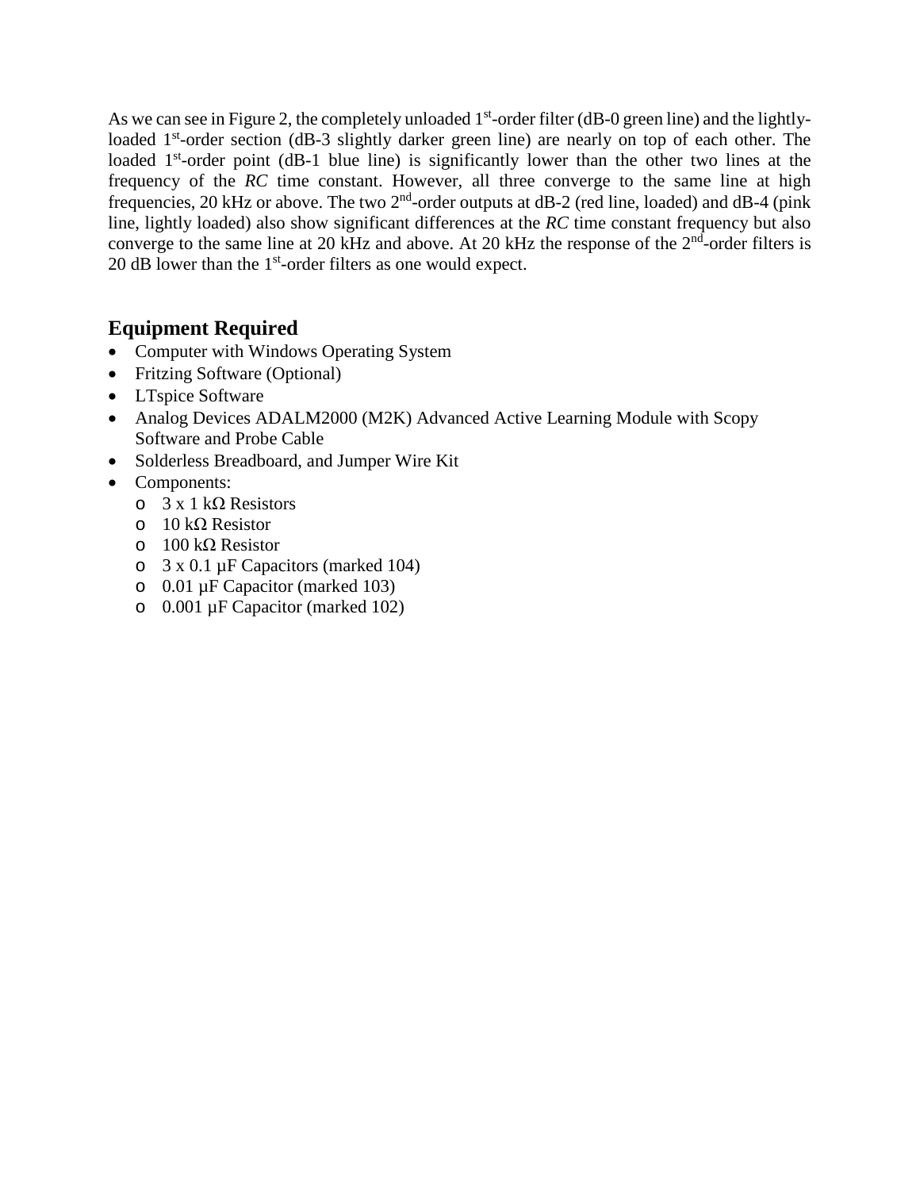As we can see in Figure 2, the completely unloaded 1st-order filter (dB-0 green line) and the lightly-loaded 1st-order section (dB-3 slightly darker green line) are nearly on top of each other. The loaded 1st-order point (dB-1 blue line) is significantly lower than the other two lines at the frequency of the *RC* time constant. However, all three converge to the same line at high frequencies, 20 kHz or above. The two 2nd-order outputs at dB-2 (red line, loaded) and dB-4 (pink line, lightly loaded) also show significant differences at the *RC* time constant frequency but also converge to the same line at 20 kHz and above. At 20 kHz the response of the 2nd-order filters is 20 dB lower than the 1st-order filters as one would expect.

## Equipment Required

- Computer with Windows Operating System
- Fritzing Software (Optional)
- LTspice Software
- Analog Devices ADALM2000 (M2K) Advanced Active Learning Module with Scopy Software and Probe Cable
- Solderless Breadboard, and Jumper Wire Kit
- Components:
  - 3 x 1 kΩ Resistors
  - 10 kΩ Resistor
  - 100 kΩ Resistor
  - 3 x 0.1 µF Capacitors (marked 104)
  - 0.01 µF Capacitor (marked 103)
  - 0.001 µF Capacitor (marked 102)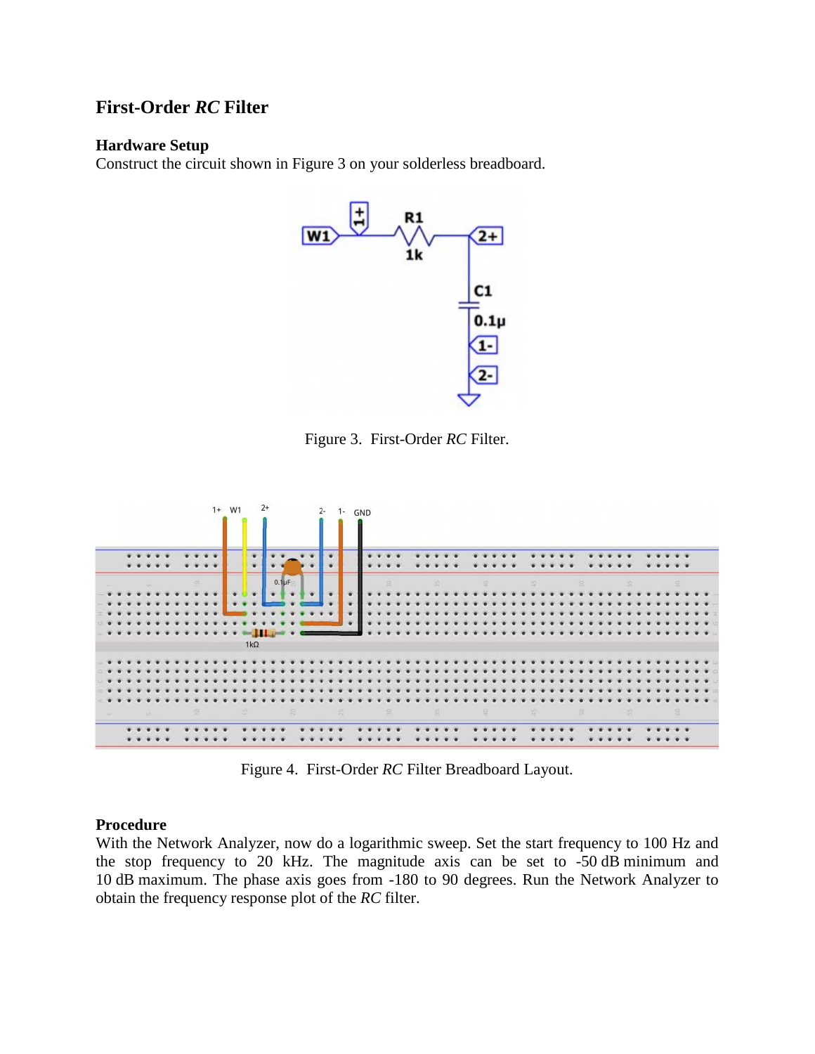## First-Order *RC* Filter

### Hardware Setup

Construct the circuit shown in Figure 3 on your solderless breadboard.

Figure 3. First-Order *RC* Filter.

Figure 4. First-Order *RC* Filter Breadboard Layout.

### Procedure

With the Network Analyzer, now do a logarithmic sweep. Set the start frequency to 100 Hz and the stop frequency to 20 kHz. The magnitude axis can be set to -50 dB minimum and 10 dB maximum. The phase axis goes from -180 to 90 degrees. Run the Network Analyzer to obtain the frequency response plot of the *RC* filter.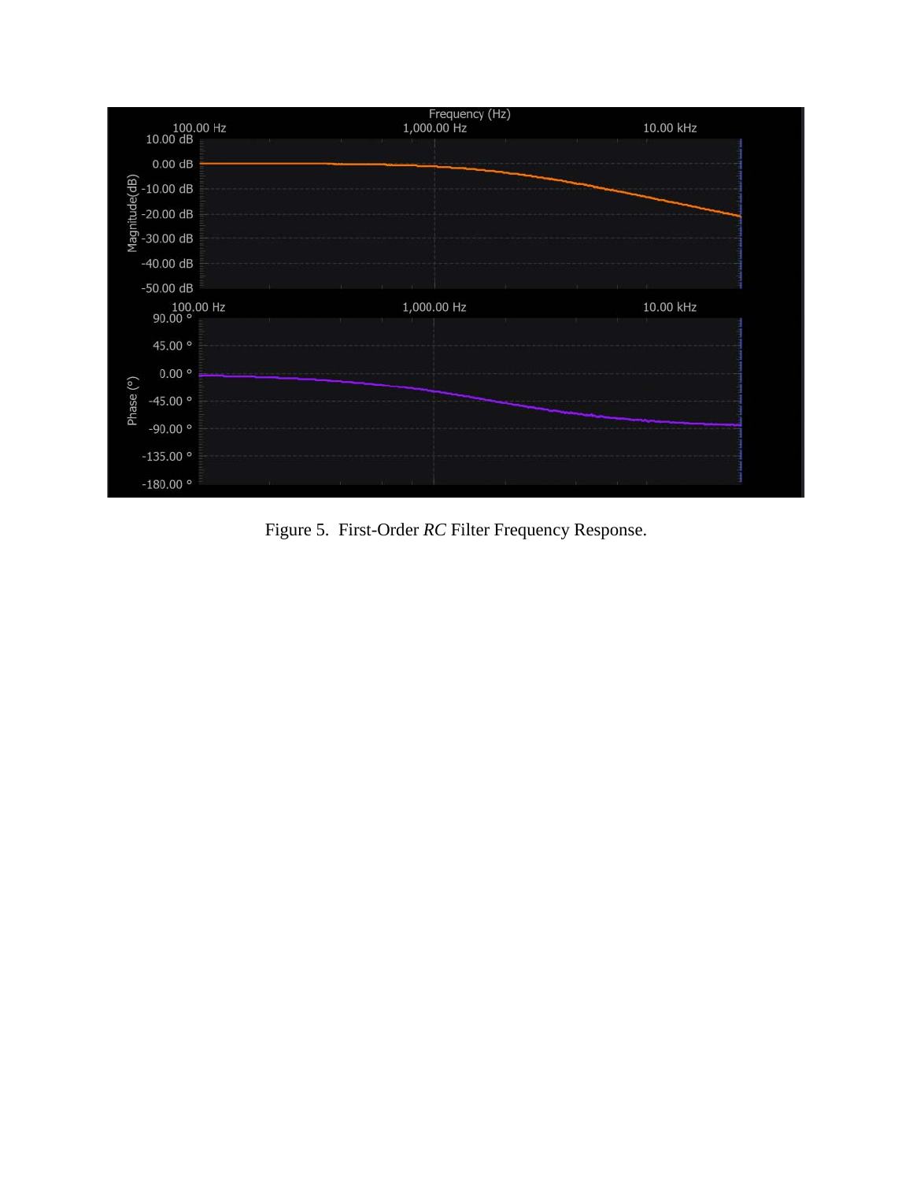Figure 5.  First-Order *RC* Filter Frequency Response.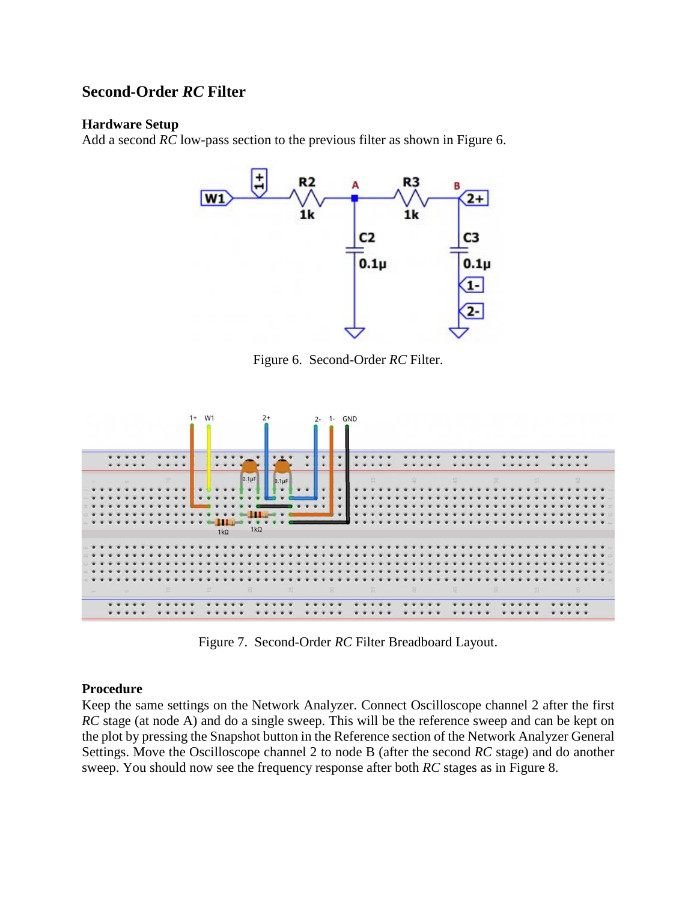## Second-Order *RC* Filter

### Hardware Setup

Add a second *RC* low-pass section to the previous filter as shown in Figure 6.

Figure 6. Second-Order *RC* Filter.

Figure 7. Second-Order *RC* Filter Breadboard Layout.

### Procedure

Keep the same settings on the Network Analyzer. Connect Oscilloscope channel 2 after the first *RC* stage (at node A) and do a single sweep. This will be the reference sweep and can be kept on the plot by pressing the Snapshot button in the Reference section of the Network Analyzer General Settings. Move the Oscilloscope channel 2 to node B (after the second *RC* stage) and do another sweep. You should now see the frequency response after both *RC* stages as in Figure 8.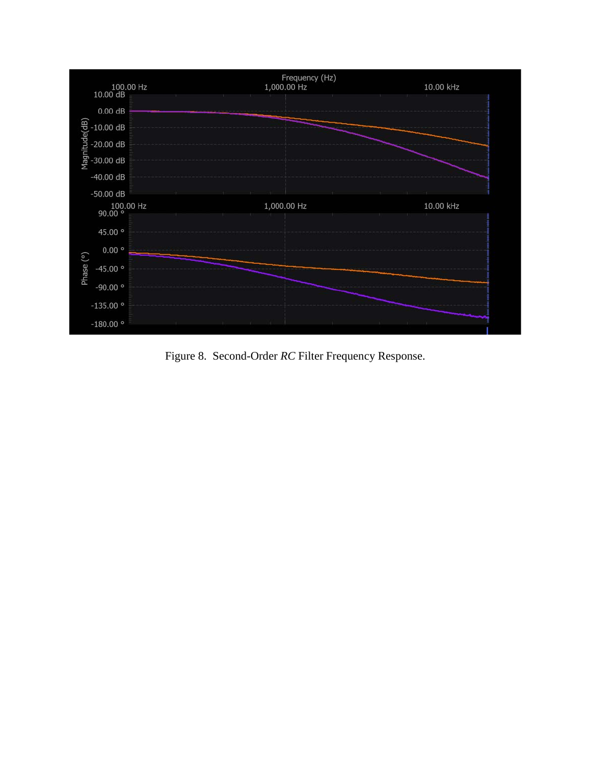Figure 8. Second-Order *RC* Filter Frequency Response.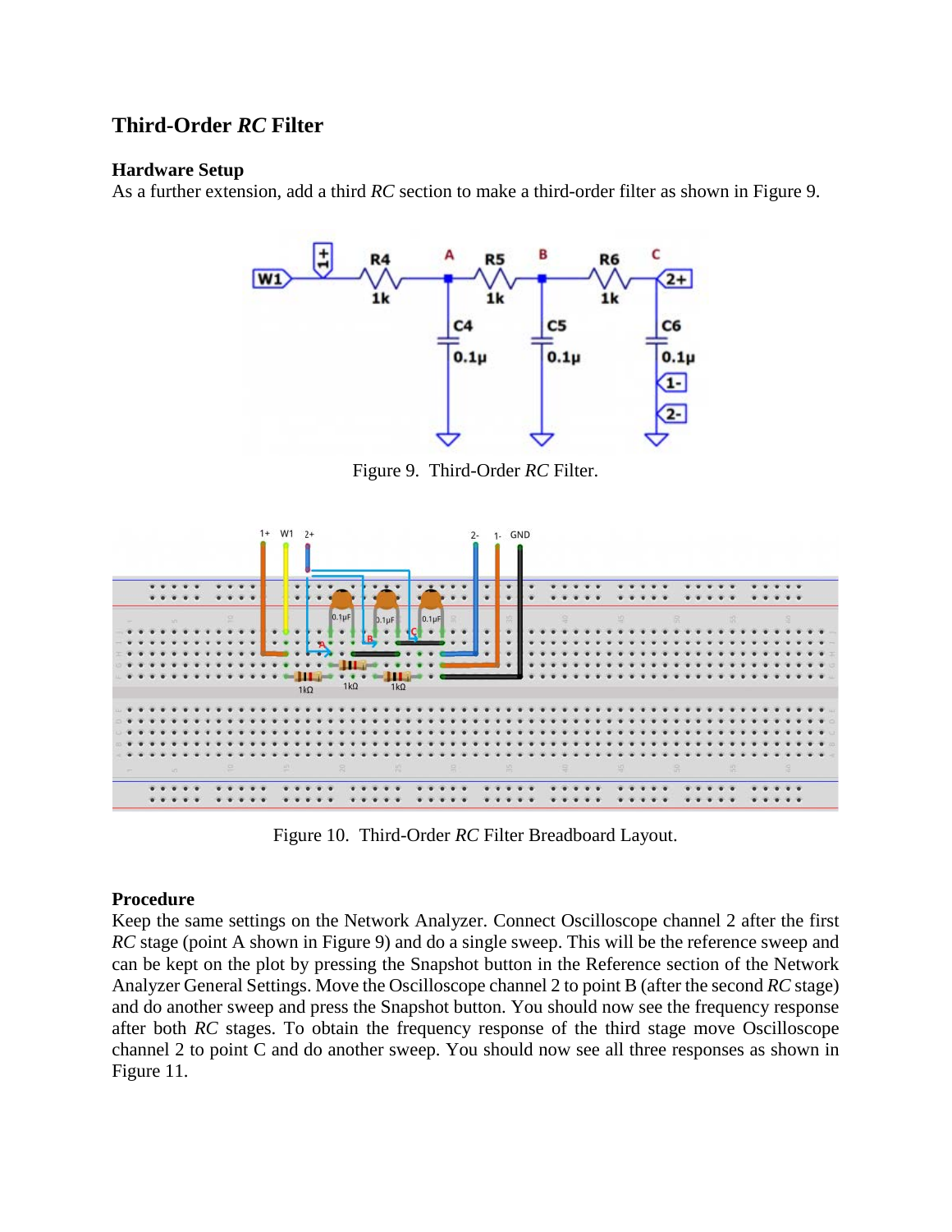## Third-Order *RC* Filter

### Hardware Setup

As a further extension, add a third *RC* section to make a third-order filter as shown in Figure 9.

Figure 9. Third-Order *RC* Filter.

Figure 10. Third-Order *RC* Filter Breadboard Layout.

### Procedure

Keep the same settings on the Network Analyzer. Connect Oscilloscope channel 2 after the first *RC* stage (point A shown in Figure 9) and do a single sweep. This will be the reference sweep and can be kept on the plot by pressing the Snapshot button in the Reference section of the Network Analyzer General Settings. Move the Oscilloscope channel 2 to point B (after the second *RC* stage) and do another sweep and press the Snapshot button. You should now see the frequency response after both *RC* stages. To obtain the frequency response of the third stage move Oscilloscope channel 2 to point C and do another sweep. You should now see all three responses as shown in Figure 11.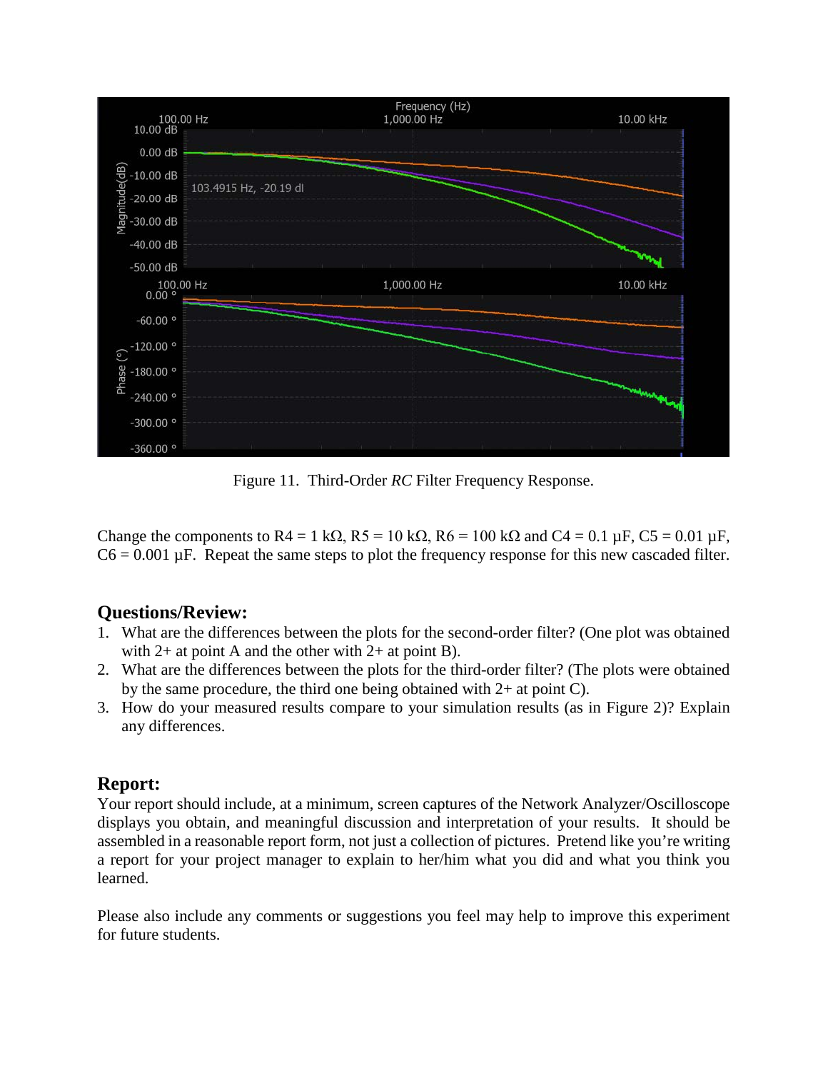Frequency (Hz)

100.00 Hz

1,000.00 Hz

10.00 kHz

10.00 dB

0.00 dB

-10.00 dB

-20.00 dB

-30.00 dB

-40.00 dB

-50.00 dB

Magnitude(dB)

103.4915 Hz, -20.19 dl

100.00 Hz

1,000.00 Hz

10.00 kHz

0.00 °

-60.00 °

-120.00 °

-180.00 °

-240.00 °

-300.00 °

-360.00 °

Phase (°)

Figure 11. Third-Order *RC* Filter Frequency Response.

Change the components to R4 = 1 kΩ, R5 = 10 kΩ, R6 = 100 kΩ and C4 = 0.1 µF, C5 = 0.01 µF, C6 = 0.001 µF. Repeat the same steps to plot the frequency response for this new cascaded filter.

## Questions/Review:

1. What are the differences between the plots for the second-order filter? (One plot was obtained with 2+ at point A and the other with 2+ at point B).
2. What are the differences between the plots for the third-order filter? (The plots were obtained by the same procedure, the third one being obtained with 2+ at point C).
3. How do your measured results compare to your simulation results (as in Figure 2)? Explain any differences.

## Report:

Your report should include, at a minimum, screen captures of the Network Analyzer/Oscilloscope displays you obtain, and meaningful discussion and interpretation of your results. It should be assembled in a reasonable report form, not just a collection of pictures. Pretend like you're writing a report for your project manager to explain to her/him what you did and what you think you learned.

Please also include any comments or suggestions you feel may help to improve this experiment for future students.